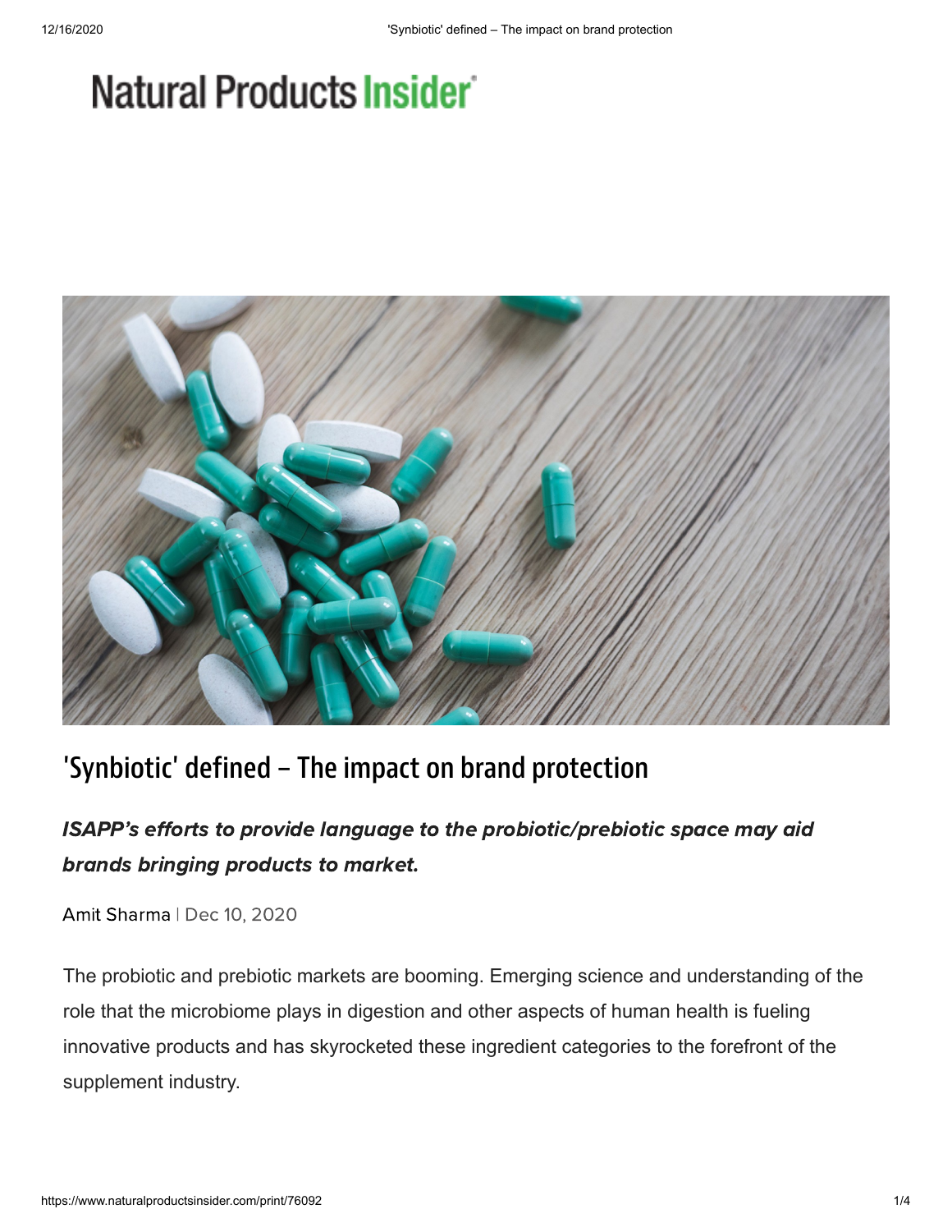Natural Products Insider

# 'Synbiotic' defined – The impact on brand protection

***ISAPP's efforts to provide language to the probiotic/prebiotic space may aid brands bringing products to market.***

Amit Sharma | Dec 10, 2020

The probiotic and prebiotic markets are booming. Emerging science and understanding of the role that the microbiome plays in digestion and other aspects of human health is fueling innovative products and has skyrocketed these ingredient categories to the forefront of the supplement industry.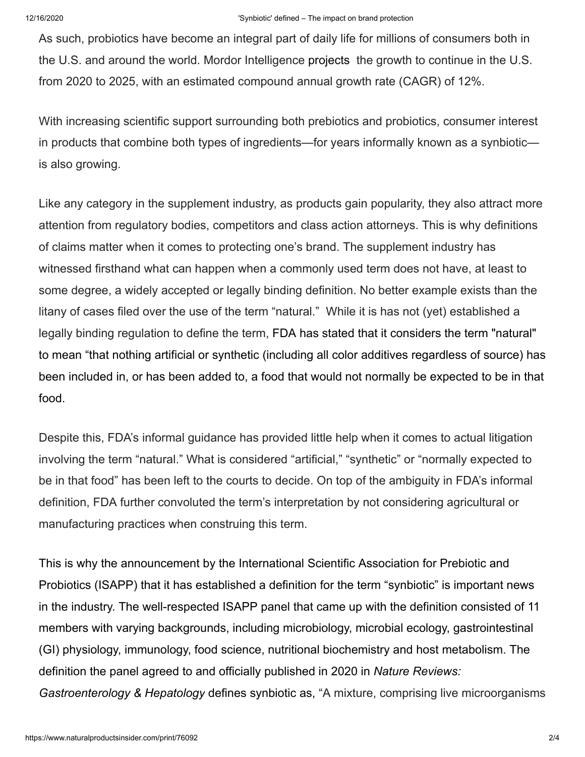As such, probiotics have become an integral part of daily life for millions of consumers both in the U.S. and around the world. Mordor Intelligence projects the growth to continue in the U.S. from 2020 to 2025, with an estimated compound annual growth rate (CAGR) of 12%.

With increasing scientific support surrounding both prebiotics and probiotics, consumer interest in products that combine both types of ingredients—for years informally known as a synbiotic—is also growing.

Like any category in the supplement industry, as products gain popularity, they also attract more attention from regulatory bodies, competitors and class action attorneys. This is why definitions of claims matter when it comes to protecting one's brand. The supplement industry has witnessed firsthand what can happen when a commonly used term does not have, at least to some degree, a widely accepted or legally binding definition. No better example exists than the litany of cases filed over the use of the term "natural." While it is has not (yet) established a legally binding regulation to define the term, FDA has stated that it considers the term "natural" to mean "that nothing artificial or synthetic (including all color additives regardless of source) has been included in, or has been added to, a food that would not normally be expected to be in that food.

Despite this, FDA's informal guidance has provided little help when it comes to actual litigation involving the term "natural." What is considered "artificial," "synthetic" or "normally expected to be in that food" has been left to the courts to decide. On top of the ambiguity in FDA's informal definition, FDA further convoluted the term's interpretation by not considering agricultural or manufacturing practices when construing this term.

This is why the announcement by the International Scientific Association for Prebiotic and Probiotics (ISAPP) that it has established a definition for the term "synbiotic" is important news in the industry. The well-respected ISAPP panel that came up with the definition consisted of 11 members with varying backgrounds, including microbiology, microbial ecology, gastrointestinal (GI) physiology, immunology, food science, nutritional biochemistry and host metabolism. The definition the panel agreed to and officially published in 2020 in *Nature Reviews: Gastroenterology & Hepatology* defines synbiotic as, "A mixture, comprising live microorganisms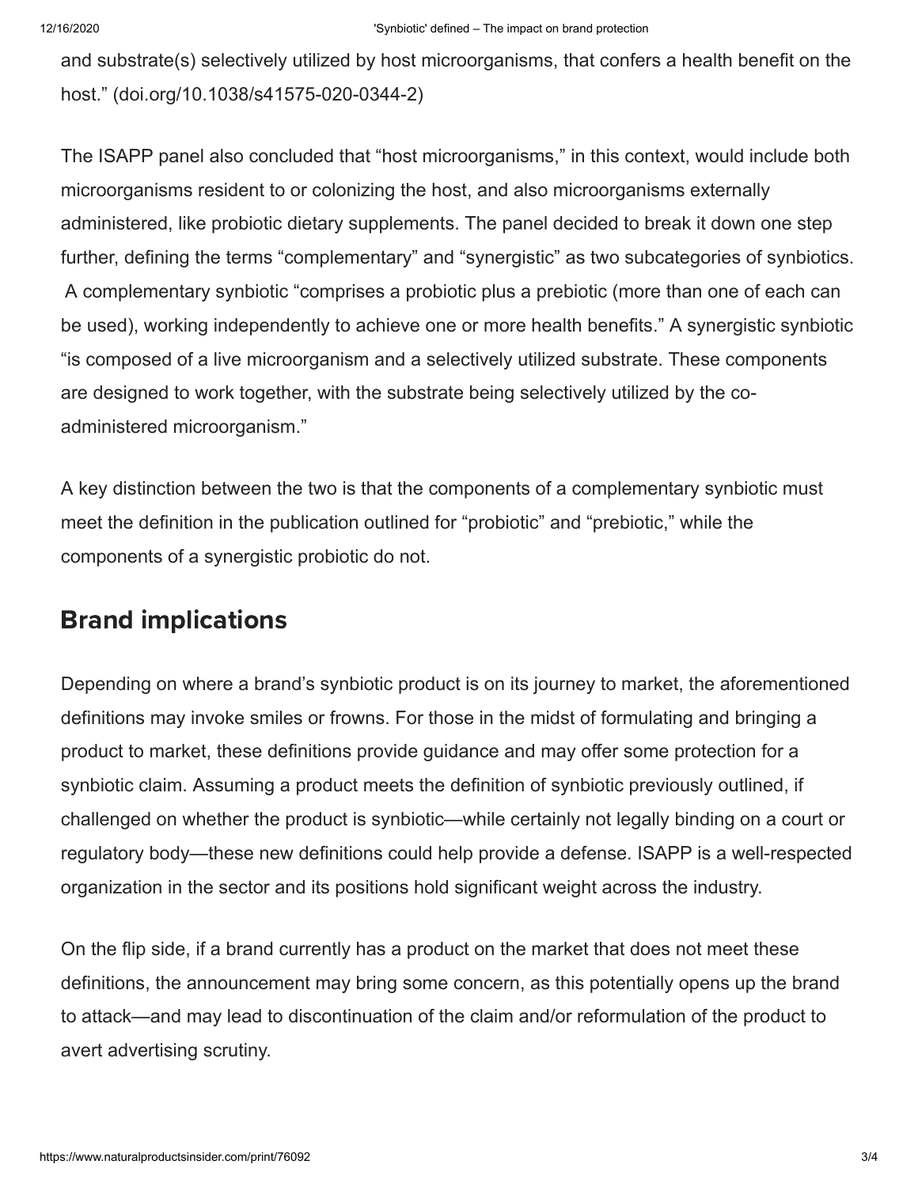and substrate(s) selectively utilized by host microorganisms, that confers a health benefit on the host." (doi.org/10.1038/s41575-020-0344-2)

The ISAPP panel also concluded that "host microorganisms," in this context, would include both microorganisms resident to or colonizing the host, and also microorganisms externally administered, like probiotic dietary supplements. The panel decided to break it down one step further, defining the terms "complementary" and "synergistic" as two subcategories of synbiotics. A complementary synbiotic "comprises a probiotic plus a prebiotic (more than one of each can be used), working independently to achieve one or more health benefits." A synergistic synbiotic "is composed of a live microorganism and a selectively utilized substrate. These components are designed to work together, with the substrate being selectively utilized by the co-administered microorganism."

A key distinction between the two is that the components of a complementary synbiotic must meet the definition in the publication outlined for "probiotic" and "prebiotic," while the components of a synergistic probiotic do not.

## Brand implications

Depending on where a brand's synbiotic product is on its journey to market, the aforementioned definitions may invoke smiles or frowns. For those in the midst of formulating and bringing a product to market, these definitions provide guidance and may offer some protection for a synbiotic claim. Assuming a product meets the definition of synbiotic previously outlined, if challenged on whether the product is synbiotic—while certainly not legally binding on a court or regulatory body—these new definitions could help provide a defense. ISAPP is a well-respected organization in the sector and its positions hold significant weight across the industry.

On the flip side, if a brand currently has a product on the market that does not meet these definitions, the announcement may bring some concern, as this potentially opens up the brand to attack—and may lead to discontinuation of the claim and/or reformulation of the product to avert advertising scrutiny.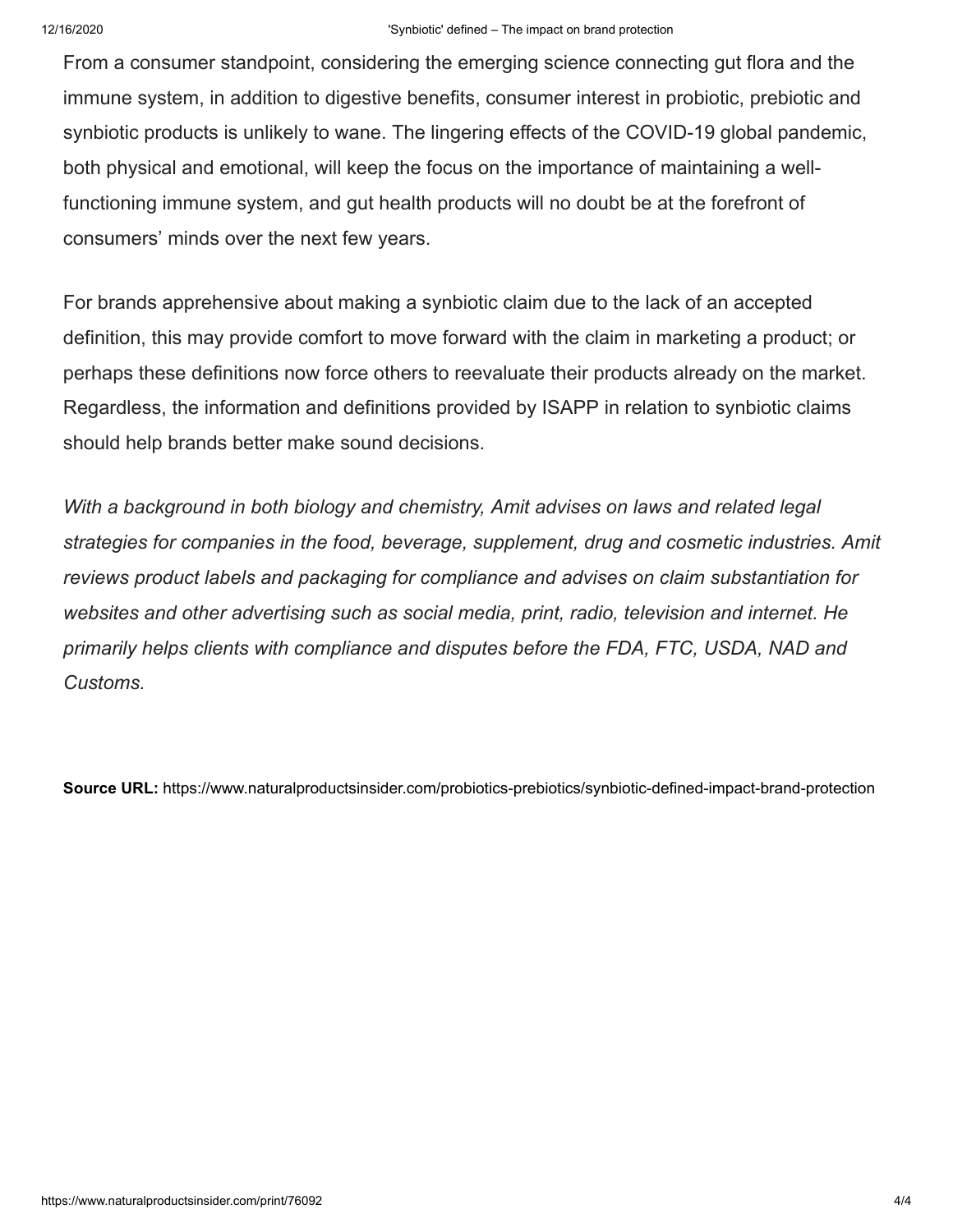From a consumer standpoint, considering the emerging science connecting gut flora and the immune system, in addition to digestive benefits, consumer interest in probiotic, prebiotic and synbiotic products is unlikely to wane. The lingering effects of the COVID-19 global pandemic, both physical and emotional, will keep the focus on the importance of maintaining a well-functioning immune system, and gut health products will no doubt be at the forefront of consumers' minds over the next few years.

For brands apprehensive about making a synbiotic claim due to the lack of an accepted definition, this may provide comfort to move forward with the claim in marketing a product; or perhaps these definitions now force others to reevaluate their products already on the market. Regardless, the information and definitions provided by ISAPP in relation to synbiotic claims should help brands better make sound decisions.

*With a background in both biology and chemistry, Amit advises on laws and related legal strategies for companies in the food, beverage, supplement, drug and cosmetic industries. Amit reviews product labels and packaging for compliance and advises on claim substantiation for websites and other advertising such as social media, print, radio, television and internet. He primarily helps clients with compliance and disputes before the FDA, FTC, USDA, NAD and Customs.*

**Source URL:** https://www.naturalproductsinsider.com/probiotics-prebiotics/synbiotic-defined-impact-brand-protection